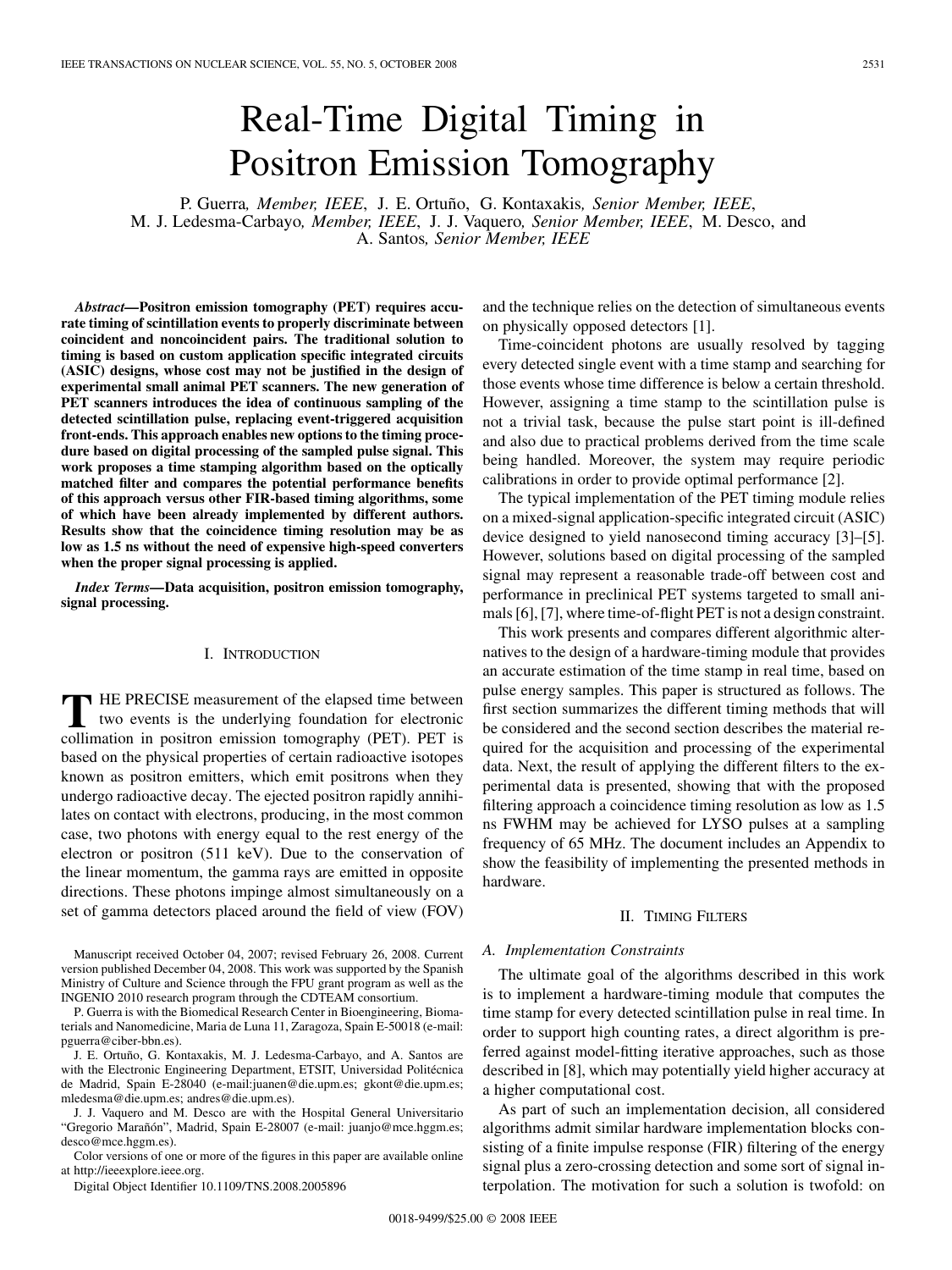# Real-Time Digital Timing in Positron Emission Tomography

P. Guerra, *Member, IEEE*, J. E. Ortuño, G. Kontaxakis, *Senior Member, IEEE*, M. J. Ledesma-Carbayo, *Member, IEEE*, J. J. Vaquero, *Senior Member, IEEE*, M. Desco, and A. Santos, *Senior Member, IEEE*

***Abstract*—Positron emission tomography (PET) requires accurate timing of scintillation events to properly discriminate between coincident and noncoincident pairs. The traditional solution to timing is based on custom application specific integrated circuits (ASIC) designs, whose cost may not be justified in the design of experimental small animal PET scanners. The new generation of PET scanners introduces the idea of continuous sampling of the detected scintillation pulse, replacing event-triggered acquisition front-ends. This approach enables new options to the timing procedure based on digital processing of the sampled pulse signal. This work proposes a time stamping algorithm based on the optically matched filter and compares the potential performance benefits of this approach versus other FIR-based timing algorithms, some of which have been already implemented by different authors. Results show that the coincidence timing resolution may be as low as 1.5 ns without the need of expensive high-speed converters when the proper signal processing is applied.**

***Index Terms*—Data acquisition, positron emission tomography, signal processing.**

## I. Introduction

THE PRECISE measurement of the elapsed time between two events is the underlying foundation for electronic collimation in positron emission tomography (PET). PET is based on the physical properties of certain radioactive isotopes known as positron emitters, which emit positrons when they undergo radioactive decay. The ejected positron rapidly annihilates on contact with electrons, producing, in the most common case, two photons with energy equal to the rest energy of the electron or positron (511 keV). Due to the conservation of the linear momentum, the gamma rays are emitted in opposite directions. These photons impinge almost simultaneously on a set of gamma detectors placed around the field of view (FOV) and the technique relies on the detection of simultaneous events on physically opposed detectors [1].

Time-coincident photons are usually resolved by tagging every detected single event with a time stamp and searching for those events whose time difference is below a certain threshold. However, assigning a time stamp to the scintillation pulse is not a trivial task, because the pulse start point is ill-defined and also due to practical problems derived from the time scale being handled. Moreover, the system may require periodic calibrations in order to provide optimal performance [2].

The typical implementation of the PET timing module relies on a mixed-signal application-specific integrated circuit (ASIC) device designed to yield nanosecond timing accuracy [3]–[5]. However, solutions based on digital processing of the sampled signal may represent a reasonable trade-off between cost and performance in preclinical PET systems targeted to small animals [6], [7], where time-of-flight PET is not a design constraint.

This work presents and compares different algorithmic alternatives to the design of a hardware-timing module that provides an accurate estimation of the time stamp in real time, based on pulse energy samples. This paper is structured as follows. The first section summarizes the different timing methods that will be considered and the second section describes the material required for the acquisition and processing of the experimental data. Next, the result of applying the different filters to the experimental data is presented, showing that with the proposed filtering approach a coincidence timing resolution as low as 1.5 ns FWHM may be achieved for LYSO pulses at a sampling frequency of 65 MHz. The document includes an Appendix to show the feasibility of implementing the presented methods in hardware.

## II. Timing Filters

### A. Implementation Constraints

The ultimate goal of the algorithms described in this work is to implement a hardware-timing module that computes the time stamp for every detected scintillation pulse in real time. In order to support high counting rates, a direct algorithm is preferred against model-fitting iterative approaches, such as those described in [8], which may potentially yield higher accuracy at a higher computational cost.

As part of such an implementation decision, all considered algorithms admit similar hardware implementation blocks consisting of a finite impulse response (FIR) filtering of the energy signal plus a zero-crossing detection and some sort of signal interpolation. The motivation for such a solution is twofold: on

Manuscript received October 04, 2007; revised February 26, 2008. Current version published December 04, 2008. This work was supported by the Spanish Ministry of Culture and Science through the FPU grant program as well as the INGENIO 2010 research program through the CDTEAM consortium.

P. Guerra is with the Biomedical Research Center in Bioengineering, Biomaterials and Nanomedicine, Maria de Luna 11, Zaragoza, Spain E-50018 (e-mail: pguerra@ciber-bbn.es).

J. E. Ortuño, G. Kontaxakis, M. J. Ledesma-Carbayo, and A. Santos are with the Electronic Engineering Department, ETSIT, Universidad Politécnica de Madrid, Spain E-28040 (e-mail:juanen@die.upm.es; gkont@die.upm.es; mledesma@die.upm.es; andres@die.upm.es).

J. J. Vaquero and M. Desco are with the Hospital General Universitario "Gregorio Marañón", Madrid, Spain E-28007 (e-mail: juanjo@mce.hggm.es; desco@mce.hggm.es).

Color versions of one or more of the figures in this paper are available online at http://ieeexplore.ieee.org.

Digital Object Identifier 10.1109/TNS.2008.2005896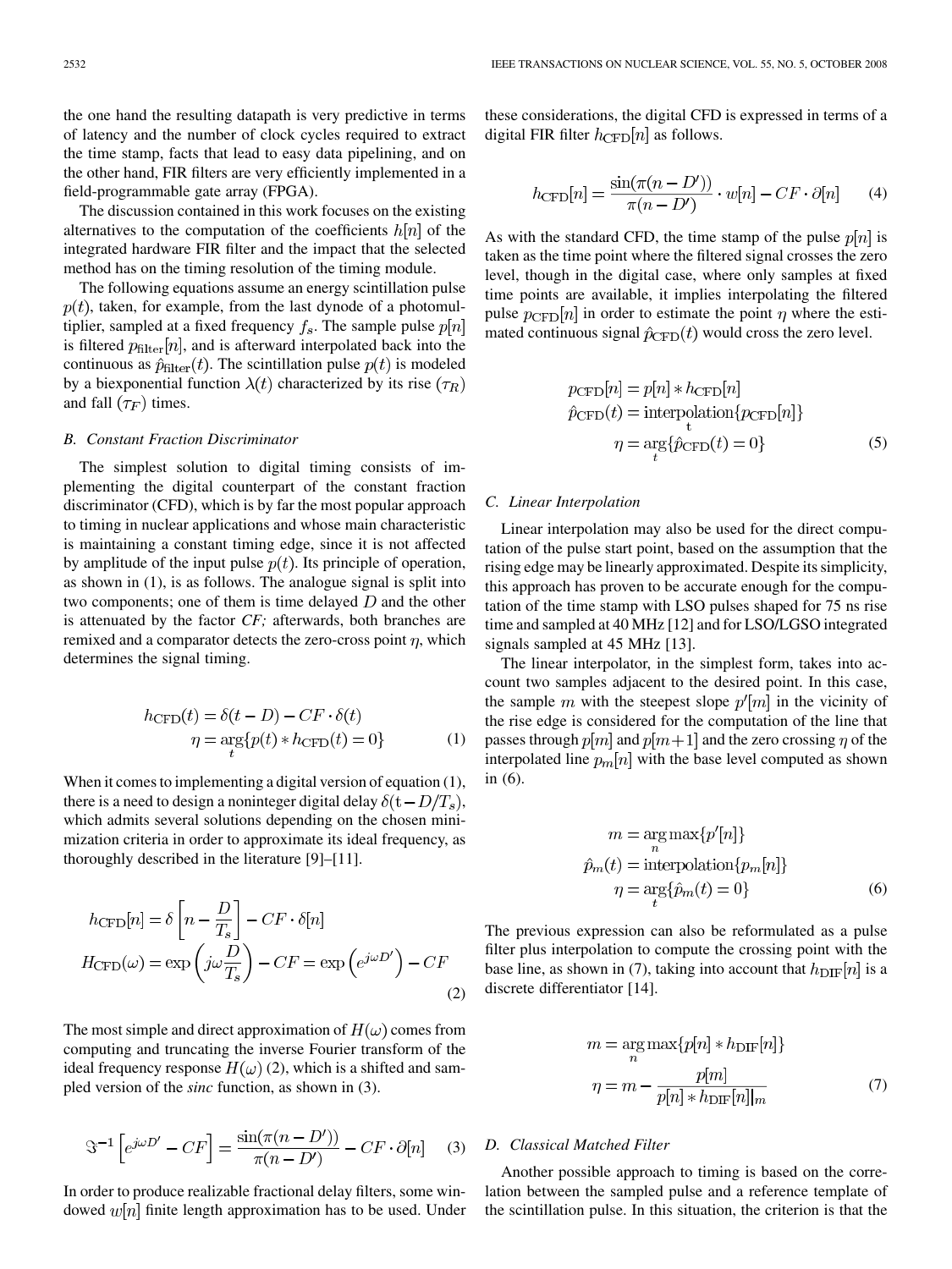the one hand the resulting datapath is very predictive in terms of latency and the number of clock cycles required to extract the time stamp, facts that lead to easy data pipelining, and on the other hand, FIR filters are very efficiently implemented in a field-programmable gate array (FPGA).

The discussion contained in this work focuses on the existing alternatives to the computation of the coefficients $h[n]$ of the integrated hardware FIR filter and the impact that the selected method has on the timing resolution of the timing module.

The following equations assume an energy scintillation pulse $p(t)$, taken, for example, from the last dynode of a photomultiplier, sampled at a fixed frequency $f_s$. The sample pulse $p[n]$ is filtered $p_{\text{filter}}[n]$, and is afterward interpolated back into the continuous as $\hat{p}_{\text{filter}}(t)$. The scintillation pulse $p(t)$ is modeled by a biexponential function $\lambda(t)$ characterized by its rise $(\tau_R)$ and fall $(\tau_F)$ times.

### B. Constant Fraction Discriminator

The simplest solution to digital timing consists of implementing the digital counterpart of the constant fraction discriminator (CFD), which is by far the most popular approach to timing in nuclear applications and whose main characteristic is maintaining a constant timing edge, since it is not affected by amplitude of the input pulse $p(t)$. Its principle of operation, as shown in (1), is as follows. The analogue signal is split into two components; one of them is time delayed $D$ and the other is attenuated by the factor *CF;* afterwards, both branches are remixed and a comparator detects the zero-cross point $\eta$, which determines the signal timing.

$$
\begin{aligned}
h_{\text{CFD}}(t) &= \delta(t-D) - CF \cdot \delta(t) \\
\eta &= \arg_t\{p(t) * h_{\text{CFD}}(t) = 0\}
\end{aligned}
\tag{1}
$$

When it comes to implementing a digital version of equation (1), there is a need to design a noninteger digital delay $\delta(\mathrm{t}-D/T_s)$, which admits several solutions depending on the chosen minimization criteria in order to approximate its ideal frequency, as thoroughly described in the literature [9]–[11].

$$
\begin{aligned}
h_{\text{CFD}}[n] &= \delta\left[n - \frac{D}{T_s}\right] - CF \cdot \delta[n] \\
H_{\text{CFD}}(\omega) &= \exp\left(j\omega \frac{D}{T_s}\right) - CF = \exp\left(e^{j\omega D'}\right) - CF
\end{aligned}
\tag{2}
$$

The most simple and direct approximation of $H(\omega)$ comes from computing and truncating the inverse Fourier transform of the ideal frequency response $H(\omega)$ (2), which is a shifted and sampled version of the *sinc* function, as shown in (3).

$$
\Im^{-1}\left[e^{j\omega D'} - CF\right] = \frac{\sin(\pi(n-D'))}{\pi(n-D')} - CF \cdot \partial[n] \tag{3}
$$

In order to produce realizable fractional delay filters, some windowed $w[n]$ finite length approximation has to be used. Under these considerations, the digital CFD is expressed in terms of a digital FIR filter $h_{\text{CFD}}[n]$ as follows.

$$
h_{\text{CFD}}[n] = \frac{\sin(\pi(n-D'))}{\pi(n-D')} \cdot w[n] - CF \cdot \partial[n] \tag{4}
$$

As with the standard CFD, the time stamp of the pulse $p[n]$ is taken as the time point where the filtered signal crosses the zero level, though in the digital case, where only samples at fixed time points are available, it implies interpolating the filtered pulse $p_{\text{CFD}}[n]$ in order to estimate the point $\eta$ where the estimated continuous signal $\hat{p}_{\text{CFD}}(t)$ would cross the zero level.

$$
\begin{aligned}
p_{\text{CFD}}[n] &= p[n] * h_{\text{CFD}}[n] \\
\hat{p}_{\text{CFD}}(t) &= \underset{t}{\text{interpolation}}\{p_{\text{CFD}}[n]\} \\
\eta &= \arg_t\{\hat{p}_{\text{CFD}}(t) = 0\}
\end{aligned}
\tag{5}
$$

### C. Linear Interpolation

Linear interpolation may also be used for the direct computation of the pulse start point, based on the assumption that the rising edge may be linearly approximated. Despite its simplicity, this approach has proven to be accurate enough for the computation of the time stamp with LSO pulses shaped for 75 ns rise time and sampled at 40 MHz [12] and for LSO/LGSO integrated signals sampled at 45 MHz [13].

The linear interpolator, in the simplest form, takes into account two samples adjacent to the desired point. In this case, the sample $m$ with the steepest slope $p'[m]$ in the vicinity of the rise edge is considered for the computation of the line that passes through $p[m]$ and $p[m+1]$ and the zero crossing $\eta$ of the interpolated line $p_m[n]$ with the base level computed as shown in (6).

$$
\begin{aligned}
m &= \arg_n \max\{p'[n]\} \\
\hat{p}_m(t) &= \text{interpolation}\{p_m[n]\} \\
\eta &= \arg_t\{\hat{p}_m(t) = 0\}
\end{aligned}
\tag{6}
$$

The previous expression can also be reformulated as a pulse filter plus interpolation to compute the crossing point with the base line, as shown in (7), taking into account that $h_{\text{DIF}}[n]$ is a discrete differentiator [14].

$$
\begin{aligned}
m &= \arg_n \max\{p[n] * h_{\text{DIF}}[n]\} \\
\eta &= m - \frac{p[m]}{p[n] * h_{\text{DIF}}[n]|_m}
\end{aligned}
\tag{7}
$$

### D. Classical Matched Filter

Another possible approach to timing is based on the correlation between the sampled pulse and a reference template of the scintillation pulse. In this situation, the criterion is that the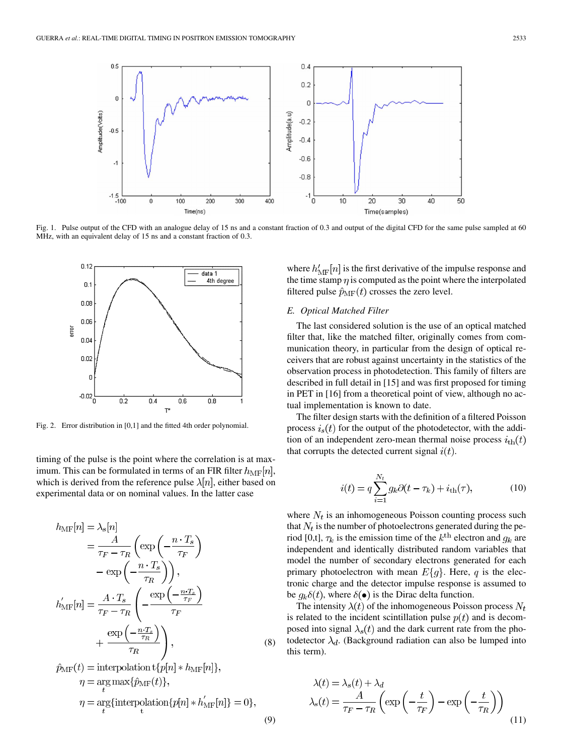Fig. 1. Pulse output of the CFD with an analogue delay of 15 ns and a constant fraction of 0.3 and output of the digital CFD for the same pulse sampled at 60 MHz, with an equivalent delay of 15 ns and a constant fraction of 0.3.

Fig. 2. Error distribution in [0,1] and the fitted 4th order polynomial.

timing of the pulse is the point where the correlation is at maximum. This can be formulated in terms of an FIR filter $h_{\mathrm{MF}}[n]$, which is derived from the reference pulse $\lambda[n]$, either based on experimental data or on nominal values. In the latter case

$$
\begin{aligned}
h_{\mathrm{MF}}[n] &= \lambda_s[n] \\
&= \frac{A}{\tau_F - \tau_R}\left(\exp\left(-\frac{n \cdot T_s}{\tau_F}\right) - \exp\left(-\frac{n \cdot T_s}{\tau_R}\right)\right), \\
h'_{\mathrm{MF}}[n] &= \frac{A \cdot T_s}{\tau_F - \tau_R}\left(-\frac{\exp\left(-\frac{n \cdot T_s}{\tau_F}\right)}{\tau_F} + \frac{\exp\left(-\frac{n \cdot T_s}{\tau_R}\right)}{\tau_R}\right),
\end{aligned}
\tag{8}
$$

$$
\begin{aligned}
\hat{p}_{\mathrm{MF}}(t) &= \mathrm{interpolation\,t}\{p[n] * h_{\mathrm{MF}}[n]\}, \\
\eta &= \arg\max_t\{\hat{p}_{\mathrm{MF}}(t)\}, \\
\eta &= \arg_t\{\mathop{\mathrm{interpolation}}_{\mathrm{t}}\{p[n] * h'_{\mathrm{MF}}[n]\} = 0\},
\end{aligned}
\tag{9}
$$

where $h'_{\mathrm{MF}}[n]$ is the first derivative of the impulse response and the time stamp $\eta$ is computed as the point where the interpolated filtered pulse $\hat{p}_{\mathrm{MF}}(t)$ crosses the zero level.

### E. Optical Matched Filter

The last considered solution is the use of an optical matched filter that, like the matched filter, originally comes from communication theory, in particular from the design of optical receivers that are robust against uncertainty in the statistics of the observation process in photodetection. This family of filters are described in full detail in [15] and was first proposed for timing in PET in [16] from a theoretical point of view, although no actual implementation is known to date.

The filter design starts with the definition of a filtered Poisson process $i_s(t)$ for the output of the photodetector, with the addition of an independent zero-mean thermal noise process $i_{\mathrm{th}}(t)$ that corrupts the detected current signal $i(t)$.

$$
i(t) = q\sum_{i=1}^{N_t} g_k \partial(t - \tau_k) + i_{\mathrm{th}}(\tau), \tag{10}
$$

where $N_t$ is an inhomogeneous Poisson counting process such that $N_t$ is the number of photoelectrons generated during the period [0,t], $\tau_k$ is the emission time of the $k^{\mathrm{th}}$ electron and $g_k$ are independent and identically distributed random variables that model the number of secondary electrons generated for each primary photoelectron with mean $E\{g\}$. Here, $q$ is the electronic charge and the detector impulse response is assumed to be $g_k\delta(t)$, where $\delta(\bullet)$ is the Dirac delta function.

The intensity $\lambda(t)$ of the inhomogeneous Poisson process $N_t$ is related to the incident scintillation pulse $p(t)$ and is decomposed into signal $\lambda_s(t)$ and the dark current rate from the photodetector $\lambda_d$. (Background radiation can also be lumped into this term).

$$
\begin{aligned}
\lambda(t) &= \lambda_s(t) + \lambda_d \\
\lambda_s(t) &= \frac{A}{\tau_F - \tau_R}\left(\exp\left(-\frac{t}{\tau_F}\right) - \exp\left(-\frac{t}{\tau_R}\right)\right)
\end{aligned}
\tag{11}
$$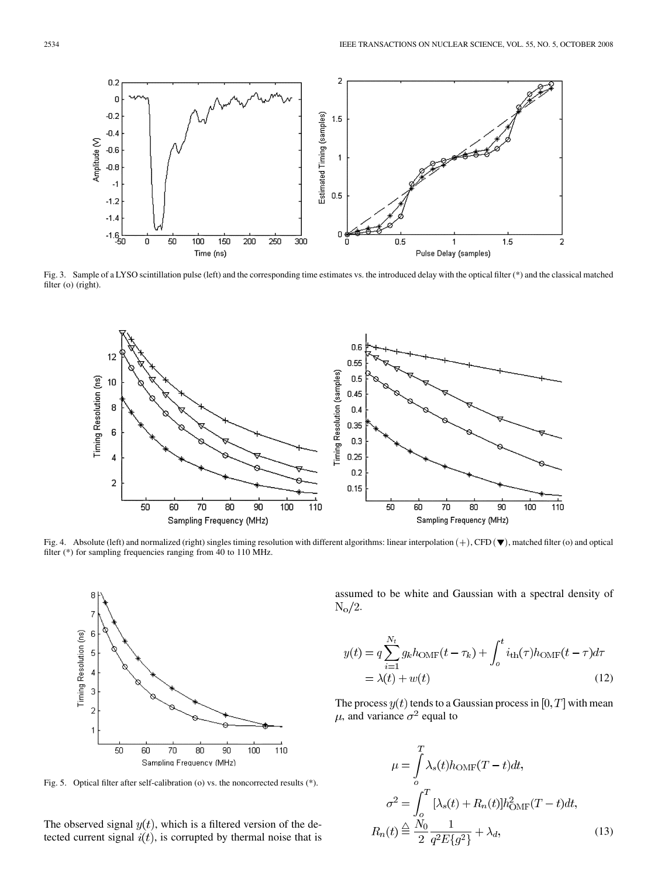Fig. 3. Sample of a LYSO scintillation pulse (left) and the corresponding time estimates vs. the introduced delay with the optical filter (*) and the classical matched filter (o) (right).

Fig. 4. Absolute (left) and normalized (right) singles timing resolution with different algorithms: linear interpolation (+), CFD (▼), matched filter (o) and optical filter (*) for sampling frequencies ranging from 40 to 110 MHz.

Fig. 5. Optical filter after self-calibration (o) vs. the noncorrected results (*).

The observed signal $y(t)$, which is a filtered version of the detected current signal $i(t)$, is corrupted by thermal noise that is assumed to be white and Gaussian with a spectral density of $\mathrm{N_o}/2$.

$$
\begin{aligned}
y(t) &= q\sum_{i=1}^{N_t} g_k h_{\mathrm{OMF}}(t-\tau_k) + \int_o^t i_{\mathrm{th}}(\tau) h_{\mathrm{OMF}}(t-\tau) d\tau \\
&= \lambda(t) + w(t)
\end{aligned}
\tag{12}
$$

The process $y(t)$ tends to a Gaussian process in $[0, T]$ with mean $\mu$, and variance $\sigma^2$ equal to

$$
\begin{aligned}
\mu &= \int_o^T \lambda_s(t) h_{\mathrm{OMF}}(T-t) dt, \\
\sigma^2 &= \int_o^T [\lambda_s(t) + R_n(t)] h_{\mathrm{OMF}}^2(T-t) dt, \\
R_n(t) &\triangleq \frac{N_0}{2}\frac{1}{q^2 E\{g^2\}} + \lambda_d,
\end{aligned}
\tag{13}
$$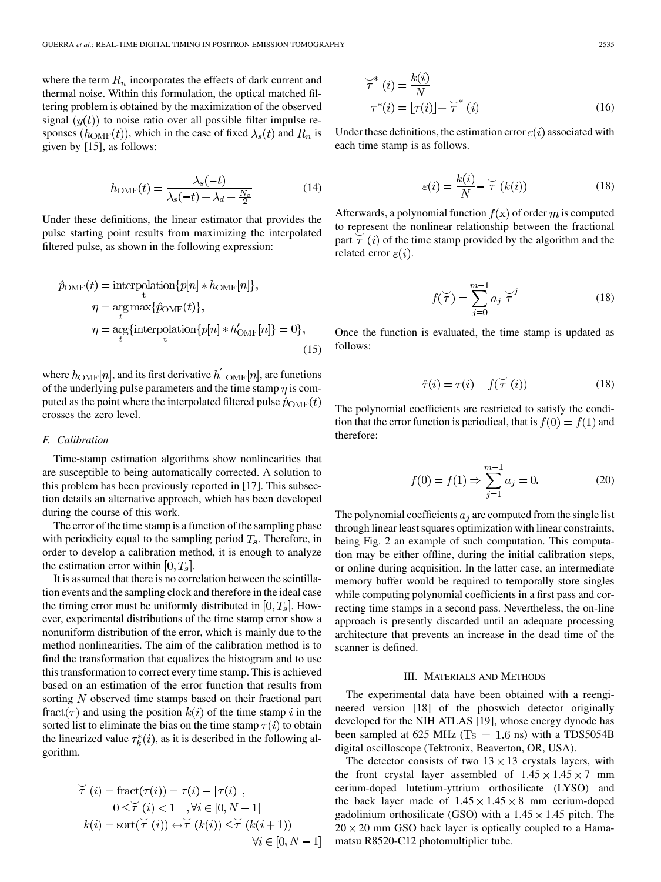where the term $R_n$ incorporates the effects of dark current and thermal noise. Within this formulation, the optical matched filtering problem is obtained by the maximization of the observed signal $(y(t))$ to noise ratio over all possible filter impulse responses $(h_{\mathrm{OMF}}(t))$, which in the case of fixed $\lambda_s(t)$ and $R_n$ is given by [15], as follows:

$$h_{\mathrm{OMF}}(t) = \frac{\lambda_s(-t)}{\lambda_s(-t) + \lambda_d + \frac{N_o}{2}} \tag{14}$$

Under these definitions, the linear estimator that provides the pulse starting point results from maximizing the interpolated filtered pulse, as shown in the following expression:

$$\begin{aligned}
\hat{p}_{\mathrm{OMF}}(t) &= \underset{t}{\mathrm{interpolation}}\{p[n] * h_{\mathrm{OMF}}[n]\}, \\
\eta &= \arg\max_t\{\hat{p}_{\mathrm{OMF}}(t)\}, \\
\eta &= \arg_t\{\underset{t}{\mathrm{interpolation}}\{p[n] * h'_{\mathrm{OMF}}[n]\} = 0\},
\end{aligned} \tag{15}$$

where $h_{\mathrm{OMF}}[n]$, and its first derivative $h'_{\mathrm{OMF}}[n]$, are functions of the underlying pulse parameters and the time stamp $\eta$ is computed as the point where the interpolated filtered pulse $\hat{p}_{\mathrm{OMF}}(t)$ crosses the zero level.

### F. Calibration

Time-stamp estimation algorithms show nonlinearities that are susceptible to being automatically corrected. A solution to this problem has been previously reported in [17]. This subsection details an alternative approach, which has been developed during the course of this work.

The error of the time stamp is a function of the sampling phase with periodicity equal to the sampling period $T_s$. Therefore, in order to develop a calibration method, it is enough to analyze the estimation error within $[0, T_s]$.

It is assumed that there is no correlation between the scintillation events and the sampling clock and therefore in the ideal case the timing error must be uniformly distributed in $[0, T_s]$. However, experimental distributions of the time stamp error show a nonuniform distribution of the error, which is mainly due to the method nonlinearities. The aim of the calibration method is to find the transformation that equalizes the histogram and to use this transformation to correct every time stamp. This is achieved based on an estimation of the error function that results from sorting $N$ observed time stamps based on their fractional part $\mathrm{fract}(\tau)$ and using the position $k(i)$ of the time stamp $i$ in the sorted list to eliminate the bias on the time stamp $\tau(i)$ to obtain the linearized value $\tau_k^*(i)$, as it is described in the following algorithm.

$$\begin{aligned}
\breve{\tau}(i) &= \mathrm{fract}(\tau(i)) = \tau(i) - \lfloor \tau(i) \rfloor, \\
&0 \leq \breve{\tau}(i) < 1 \quad, \forall i \in [0, N-1] \\
k(i) &= \mathrm{sort}(\breve{\tau}(i)) \leftrightarrow \breve{\tau}(k(i)) \leq \breve{\tau}(k(i+1)) \\
&\qquad \forall i \in [0, N-1]
\end{aligned}$$

$$\begin{aligned}
\breve{\tau}^*(i) &= \frac{k(i)}{N} \\
\tau^*(i) &= \lfloor \tau(i) \rfloor + \breve{\tau}^*(i)
\end{aligned} \tag{16}$$

Under these definitions, the estimation error $\varepsilon(i)$ associated with each time stamp is as follows.

$$\varepsilon(i) = \frac{k(i)}{N} - \breve{\tau}(k(i)) \tag{18}$$

Afterwards, a polynomial function $f(\mathrm{x})$ of order $m$ is computed to represent the nonlinear relationship between the fractional part $\breve{\tau}(i)$ of the time stamp provided by the algorithm and the related error $\varepsilon(i)$.

$$f(\breve{\tau}) = \sum_{j=0}^{m-1} a_j \breve{\tau}^j \tag{18}$$

Once the function is evaluated, the time stamp is updated as follows:

$$\hat{\tau}(i) = \tau(i) + f(\breve{\tau}(i)) \tag{18}$$

The polynomial coefficients are restricted to satisfy the condition that the error function is periodical, that is $f(0) = f(1)$ and therefore:

$$f(0) = f(1) \Rightarrow \sum_{j=1}^{m-1} a_j = 0. \tag{20}$$

The polynomial coefficients $a_j$ are computed from the single list through linear least squares optimization with linear constraints, being Fig. 2 an example of such computation. This computation may be either offline, during the initial calibration steps, or online during acquisition. In the latter case, an intermediate memory buffer would be required to temporally store singles while computing polynomial coefficients in a first pass and correcting time stamps in a second pass. Nevertheless, the on-line approach is presently discarded until an adequate processing architecture that prevents an increase in the dead time of the scanner is defined.

## III. Materials and Methods

The experimental data have been obtained with a reengineered version [18] of the phoswich detector originally developed for the NIH ATLAS [19], whose energy dynode has been sampled at 625 MHz ($\mathrm{Ts} = 1.6$ ns) with a TDS5054B digital oscilloscope (Tektronix, Beaverton, OR, USA).

The detector consists of two $13 \times 13$ crystals layers, with the front crystal layer assembled of $1.45 \times 1.45 \times 7$ mm cerium-doped lutetium-yttrium orthosilicate (LYSO) and the back layer made of $1.45 \times 1.45 \times 8$ mm cerium-doped gadolinium orthosilicate (GSO) with a $1.45 \times 1.45$ pitch. The $20 \times 20$ mm GSO back layer is optically coupled to a Hamamatsu R8520-C12 photomultiplier tube.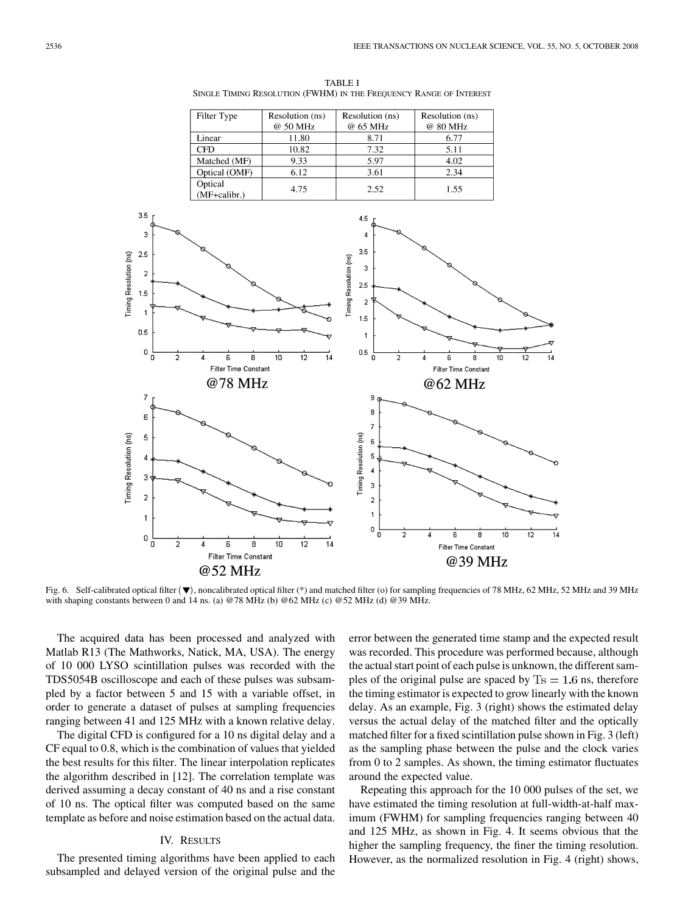TABLE I
SINGLE TIMING RESOLUTION (FWHM) IN THE FREQUENCY RANGE OF INTEREST

| Filter Type | Resolution (ns) @ 50 MHz | Resolution (ns) @ 65 MHz | Resolution (ns) @ 80 MHz |
|---|---|---|---|
| Linear | 11.80 | 8.71 | 6.77 |
| CFD | 10.82 | 7.32 | 5.11 |
| Matched (MF) | 9.33 | 5.97 | 4.02 |
| Optical (OMF) | 6.12 | 3.61 | 2.34 |
| Optical (MF+calibr.) | 4.75 | 2.52 | 1.55 |

Fig. 6. Self-calibrated optical filter (▼), noncalibrated optical filter (*) and matched filter (o) for sampling frequencies of 78 MHz, 62 MHz, 52 MHz and 39 MHz with shaping constants between 0 and 14 ns. (a) @78 MHz (b) @62 MHz (c) @52 MHz (d) @39 MHz.

The acquired data has been processed and analyzed with Matlab R13 (The Mathworks, Natick, MA, USA). The energy of 10 000 LYSO scintillation pulses was recorded with the TDS5054B oscilloscope and each of these pulses was subsampled by a factor between 5 and 15 with a variable offset, in order to generate a dataset of pulses at sampling frequencies ranging between 41 and 125 MHz with a known relative delay.

The digital CFD is configured for a 10 ns digital delay and a CF equal to 0.8, which is the combination of values that yielded the best results for this filter. The linear interpolation replicates the algorithm described in [12]. The correlation template was derived assuming a decay constant of 40 ns and a rise constant of 10 ns. The optical filter was computed based on the same template as before and noise estimation based on the actual data.

## IV. RESULTS

The presented timing algorithms have been applied to each subsampled and delayed version of the original pulse and the error between the generated time stamp and the expected result was recorded. This procedure was performed because, although the actual start point of each pulse is unknown, the different samples of the original pulse are spaced by $T_S = 1.6$ ns, therefore the timing estimator is expected to grow linearly with the known delay. As an example, Fig. 3 (right) shows the estimated delay versus the actual delay of the matched filter and the optically matched filter for a fixed scintillation pulse shown in Fig. 3 (left) as the sampling phase between the pulse and the clock varies from 0 to 2 samples. As shown, the timing estimator fluctuates around the expected value.

Repeating this approach for the 10 000 pulses of the set, we have estimated the timing resolution at full-width-at-half maximum (FWHM) for sampling frequencies ranging between 40 and 125 MHz, as shown in Fig. 4. It seems obvious that the higher the sampling frequency, the finer the timing resolution. However, as the normalized resolution in Fig. 4 (right) shows,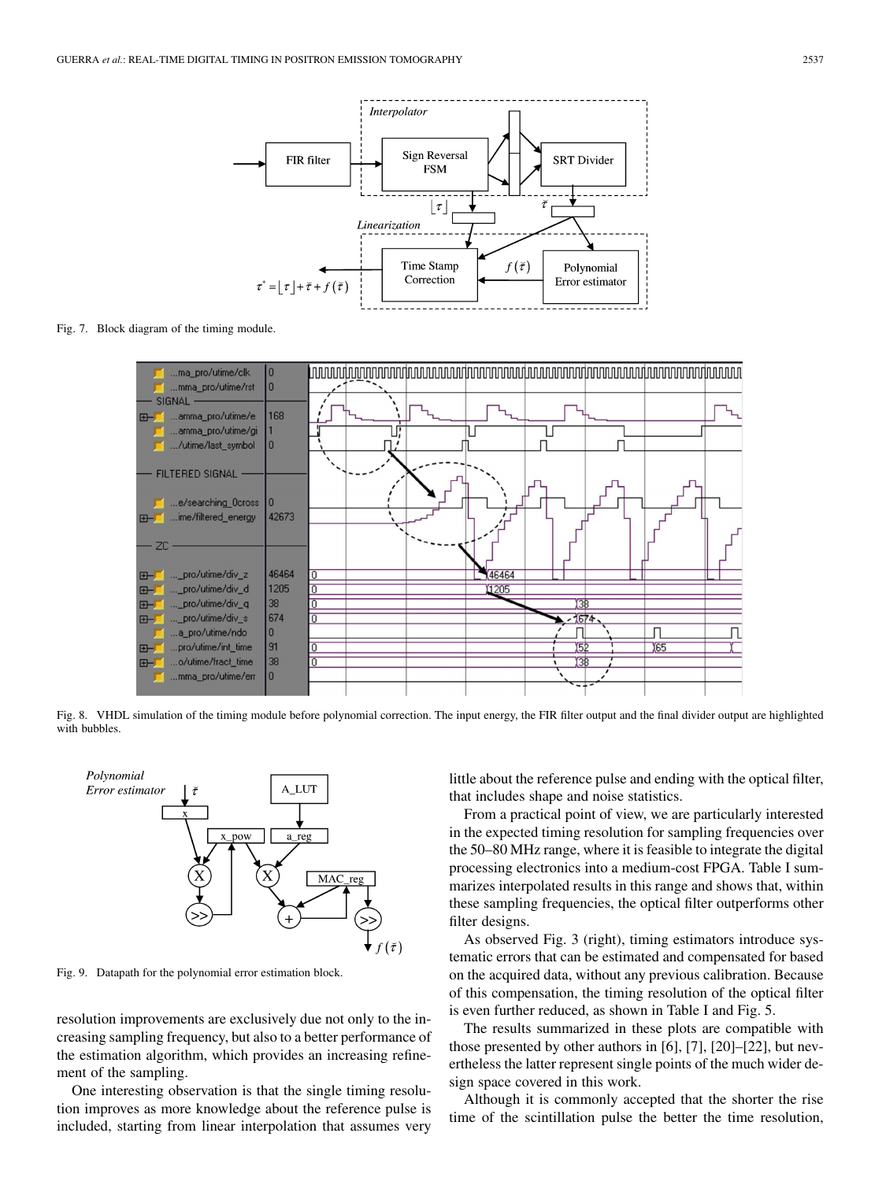Fig. 7. Block diagram of the timing module.

Fig. 8. VHDL simulation of the timing module before polynomial correction. The input energy, the FIR filter output and the final divider output are highlighted with bubbles.

Fig. 9. Datapath for the polynomial error estimation block.

resolution improvements are exclusively due not only to the increasing sampling frequency, but also to a better performance of the estimation algorithm, which provides an increasing refinement of the sampling.

One interesting observation is that the single timing resolution improves as more knowledge about the reference pulse is included, starting from linear interpolation that assumes very little about the reference pulse and ending with the optical filter, that includes shape and noise statistics.

From a practical point of view, we are particularly interested in the expected timing resolution for sampling frequencies over the 50–80 MHz range, where it is feasible to integrate the digital processing electronics into a medium-cost FPGA. Table I summarizes interpolated results in this range and shows that, within these sampling frequencies, the optical filter outperforms other filter designs.

As observed Fig. 3 (right), timing estimators introduce systematic errors that can be estimated and compensated for based on the acquired data, without any previous calibration. Because of this compensation, the timing resolution of the optical filter is even further reduced, as shown in Table I and Fig. 5.

The results summarized in these plots are compatible with those presented by other authors in [6], [7], [20]–[22], but nevertheless the latter represent single points of the much wider design space covered in this work.

Although it is commonly accepted that the shorter the rise time of the scintillation pulse the better the time resolution,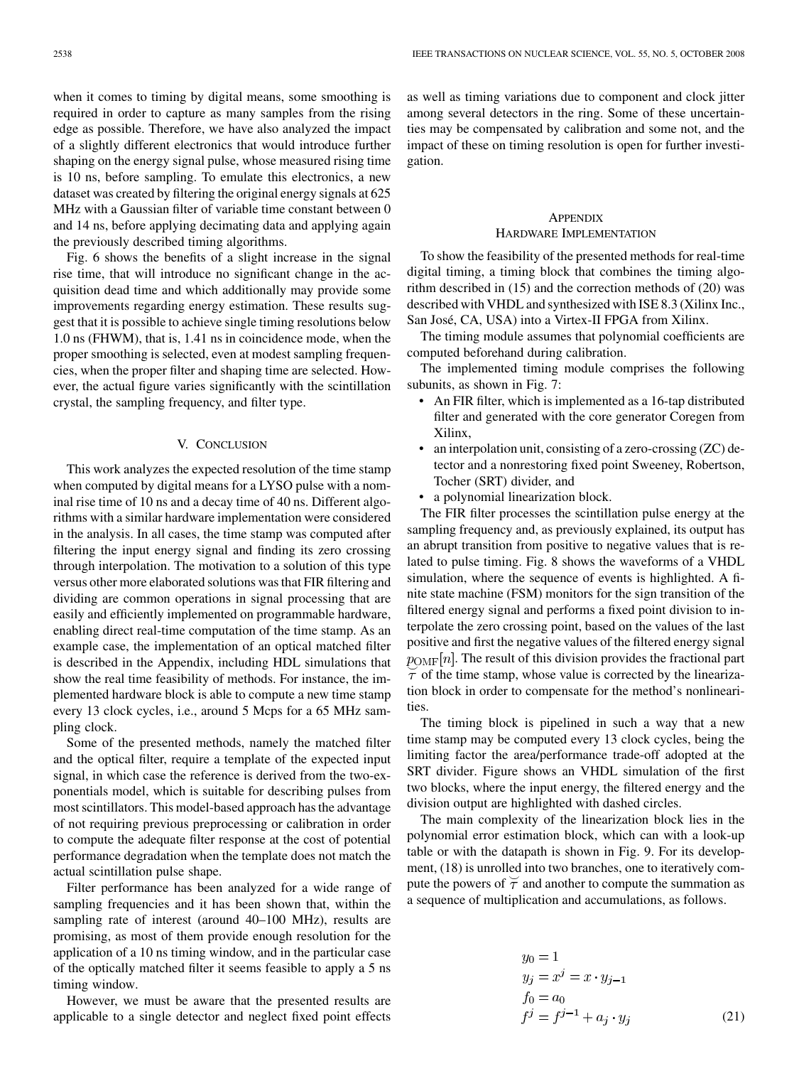when it comes to timing by digital means, some smoothing is required in order to capture as many samples from the rising edge as possible. Therefore, we have also analyzed the impact of a slightly different electronics that would introduce further shaping on the energy signal pulse, whose measured rising time is 10 ns, before sampling. To emulate this electronics, a new dataset was created by filtering the original energy signals at 625 MHz with a Gaussian filter of variable time constant between 0 and 14 ns, before applying decimating data and applying again the previously described timing algorithms.

Fig. 6 shows the benefits of a slight increase in the signal rise time, that will introduce no significant change in the acquisition dead time and which additionally may provide some improvements regarding energy estimation. These results suggest that it is possible to achieve single timing resolutions below 1.0 ns (FHWM), that is, 1.41 ns in coincidence mode, when the proper smoothing is selected, even at modest sampling frequencies, when the proper filter and shaping time are selected. However, the actual figure varies significantly with the scintillation crystal, the sampling frequency, and filter type.

## V. Conclusion

This work analyzes the expected resolution of the time stamp when computed by digital means for a LYSO pulse with a nominal rise time of 10 ns and a decay time of 40 ns. Different algorithms with a similar hardware implementation were considered in the analysis. In all cases, the time stamp was computed after filtering the input energy signal and finding its zero crossing through interpolation. The motivation to a solution of this type versus other more elaborated solutions was that FIR filtering and dividing are common operations in signal processing that are easily and efficiently implemented on programmable hardware, enabling direct real-time computation of the time stamp. As an example case, the implementation of an optical matched filter is described in the Appendix, including HDL simulations that show the real time feasibility of methods. For instance, the implemented hardware block is able to compute a new time stamp every 13 clock cycles, i.e., around 5 Mcps for a 65 MHz sampling clock.

Some of the presented methods, namely the matched filter and the optical filter, require a template of the expected input signal, in which case the reference is derived from the two-exponentials model, which is suitable for describing pulses from most scintillators. This model-based approach has the advantage of not requiring previous preprocessing or calibration in order to compute the adequate filter response at the cost of potential performance degradation when the template does not match the actual scintillation pulse shape.

Filter performance has been analyzed for a wide range of sampling frequencies and it has been shown that, within the sampling rate of interest (around 40–100 MHz), results are promising, as most of them provide enough resolution for the application of a 10 ns timing window, and in the particular case of the optically matched filter it seems feasible to apply a 5 ns timing window.

However, we must be aware that the presented results are applicable to a single detector and neglect fixed point effects as well as timing variations due to component and clock jitter among several detectors in the ring. Some of these uncertainties may be compensated by calibration and some not, and the impact of these on timing resolution is open for further investigation.

## Appendix
## Hardware Implementation

To show the feasibility of the presented methods for real-time digital timing, a timing block that combines the timing algorithm described in (15) and the correction methods of (20) was described with VHDL and synthesized with ISE 8.3 (Xilinx Inc., San José, CA, USA) into a Virtex-II FPGA from Xilinx.

The timing module assumes that polynomial coefficients are computed beforehand during calibration.

The implemented timing module comprises the following subunits, as shown in Fig. 7:

- An FIR filter, which is implemented as a 16-tap distributed filter and generated with the core generator Coregen from Xilinx,
- an interpolation unit, consisting of a zero-crossing (ZC) detector and a nonrestoring fixed point Sweeney, Robertson, Tocher (SRT) divider, and
- a polynomial linearization block.

The FIR filter processes the scintillation pulse energy at the sampling frequency and, as previously explained, its output has an abrupt transition from positive to negative values that is related to pulse timing. Fig. 8 shows the waveforms of a VHDL simulation, where the sequence of events is highlighted. A finite state machine (FSM) monitors for the sign transition of the filtered energy signal and performs a fixed point division to interpolate the zero crossing point, based on the values of the last positive and first the negative values of the filtered energy signal $p_{\mathrm{OMF}}[n]$. The result of this division provides the fractional part $\breve{\tau}$ of the time stamp, whose value is corrected by the linearization block in order to compensate for the method's nonlinearities.

The timing block is pipelined in such a way that a new time stamp may be computed every 13 clock cycles, being the limiting factor the area/performance trade-off adopted at the SRT divider. Figure shows an VHDL simulation of the first two blocks, where the input energy, the filtered energy and the division output are highlighted with dashed circles.

The main complexity of the linearization block lies in the polynomial error estimation block, which can with a look-up table or with the datapath is shown in Fig. 9. For its development, (18) is unrolled into two branches, one to iteratively compute the powers of $\breve{\tau}$ and another to compute the summation as a sequence of multiplication and accumulations, as follows.

$$
\begin{aligned}
y_0 &= 1 \\
y_j &= x^j = x \cdot y_{j-1} \\
f_0 &= a_0 \\
f^j &= f^{j-1} + a_j \cdot y_j
\end{aligned} \tag{21}
$$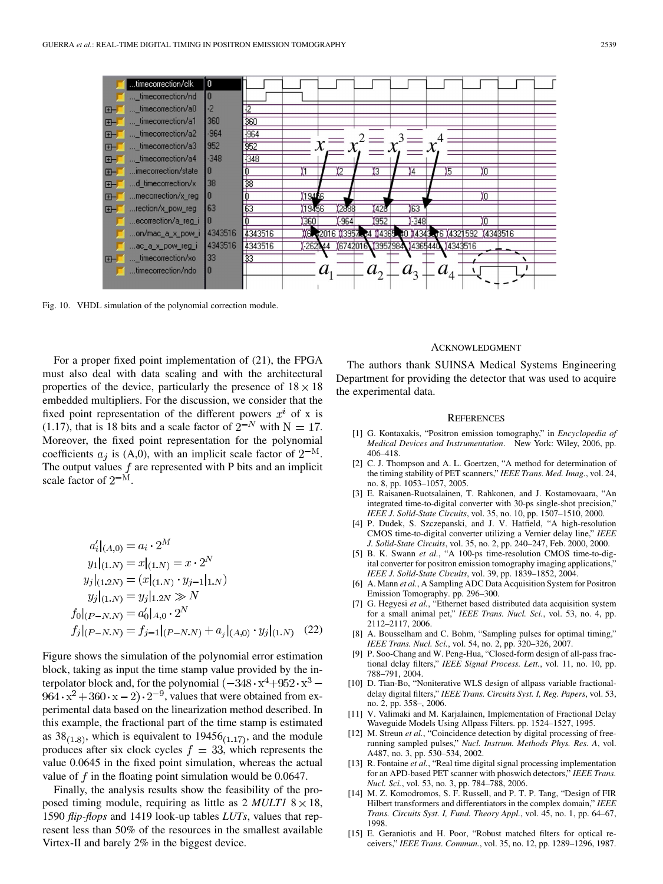Fig. 10. VHDL simulation of the polynomial correction module.

For a proper fixed point implementation of (21), the FPGA must also deal with data scaling and with the architectural properties of the device, particularly the presence of $18 \times 18$ embedded multipliers. For the discussion, we consider that the fixed point representation of the different powers $x^i$ of x is (1.17), that is 18 bits and a scale factor of $2^{-N}$ with $\mathrm{N} = 17$. Moreover, the fixed point representation for the polynomial coefficients $a_j$ is (A,0), with an implicit scale factor of $2^{-\mathrm{M}}$. The output values $f$ are represented with P bits and an implicit scale factor of $2^{-\mathrm{M}}$.

$$
\begin{aligned}
a'_i|_{(A,0)} &= a_i \cdot 2^M \\
y_1|_{(1.N)} &= x|_{(1.N)} = x \cdot 2^N \\
y_j|_{(1.2N)} &= (x|_{(1.N)} \cdot y_{j-1}|_{1.N}) \\
y_j|_{(1.N)} &= y_j|_{1.2N} \gg N \\
f_0|_{(P-N.N)} &= a'_0|_{A,0} \cdot 2^N \\
f_j|_{(P-N.N)} &= f_{j-1}|_{(P-N.N)} + a_j|_{(A,0)} \cdot y_j|_{(1.N)}
\end{aligned} \quad (22)
$$

Figure shows the simulation of the polynomial error estimation block, taking as input the time stamp value provided by the interpolator block and, for the polynomial $(-348 \cdot \mathrm{x}^4 + 952 \cdot \mathrm{x}^3 - 964 \cdot \mathrm{x}^2 + 360 \cdot \mathrm{x} - 2) \cdot 2^{-9}$, values that were obtained from experimental data based on the linearization method described. In this example, the fractional part of the time stamp is estimated as $38_{(1.8)}$, which is equivalent to $19456_{(1.17)}$, and the module produces after six clock cycles $f = 33$, which represents the value 0.0645 in the fixed point simulation, whereas the actual value of $f$ in the floating point simulation would be 0.0647.

Finally, the analysis results show the feasibility of the proposed timing module, requiring as little as 2 *MULT1* $8 \times 18$, 1590 *flip-flops* and 1419 look-up tables *LUTs*, values that represent less than 50% of the resources in the smallest available Virtex-II and barely 2% in the biggest device.

## Acknowledgment

The authors thank SUINSA Medical Systems Engineering Department for providing the detector that was used to acquire the experimental data.

## References

[1] G. Kontaxakis, "Positron emission tomography," in *Encyclopedia of Medical Devices and Instrumentation*. New York: Wiley, 2006, pp. 406–418.

[2] C. J. Thompson and A. L. Goertzen, "A method for determination of the timing stability of PET scanners," *IEEE Trans. Med. Imag.*, vol. 24, no. 8, pp. 1053–1057, 2005.

[3] E. Raisanen-Ruotsalainen, T. Rahkonen, and J. Kostamovaara, "An integrated time-to-digital converter with 30-ps single-shot precision," *IEEE J. Solid-State Circuits*, vol. 35, no. 10, pp. 1507–1510, 2000.

[4] P. Dudek, S. Szczepanski, and J. V. Hatfield, "A high-resolution CMOS time-to-digital converter utilizing a Vernier delay line," *IEEE J. Solid-State Circuits*, vol. 35, no. 2, pp. 240–247, Feb. 2000, 2000.

[5] B. K. Swann *et al.*, "A 100-ps time-resolution CMOS time-to-digital converter for positron emission tomography imaging applications," *IEEE J. Solid-State Circuits*, vol. 39, pp. 1839–1852, 2004.

[6] A. Mann *et al.*, A Sampling ADC Data Acquisition System for Positron Emission Tomography. pp. 296–300.

[7] G. Hegyesi *et al.*, "Ethernet based distributed data acquisition system for a small animal pet," *IEEE Trans. Nucl. Sci.*, vol. 53, no. 4, pp. 2112–2117, 2006.

[8] A. Bousselham and C. Bohm, "Sampling pulses for optimal timing," *IEEE Trans. Nucl. Sci.*, vol. 54, no. 2, pp. 320–326, 2007.

[9] P. Soo-Chang and W. Peng-Hua, "Closed-form design of all-pass fractional delay filters," *IEEE Signal Process. Lett.*, vol. 11, no. 10, pp. 788–791, 2004.

[10] D. Tian-Bo, "Noniterative WLS design of allpass variable fractional-delay digital filters," *IEEE Trans. Circuits Syst. I, Reg. Papers*, vol. 53, no. 2, pp. 358–, 2006.

[11] V. Valimaki and M. Karjalainen, Implementation of Fractional Delay Waveguide Models Using Allpass Filters. pp. 1524–1527, 1995.

[12] M. Streun *et al.*, "Coincidence detection by digital processing of free-running sampled pulses," *Nucl. Instrum. Methods Phys. Res. A*, vol. A487, no. 3, pp. 530–534, 2002.

[13] R. Fontaine *et al.*, "Real time digital signal processing implementation for an APD-based PET scanner with phoswich detectors," *IEEE Trans. Nucl. Sci.*, vol. 53, no. 3, pp. 784–788, 2006.

[14] M. Z. Komodromos, S. F. Russell, and P. T. P. Tang, "Design of FIR Hilbert transformers and differentiators in the complex domain," *IEEE Trans. Circuits Syst. I, Fund. Theory Appl.*, vol. 45, no. 1, pp. 64–67, 1998.

[15] E. Geraniotis and H. Poor, "Robust matched filters for optical receivers," *IEEE Trans. Commun.*, vol. 35, no. 12, pp. 1289–1296, 1987.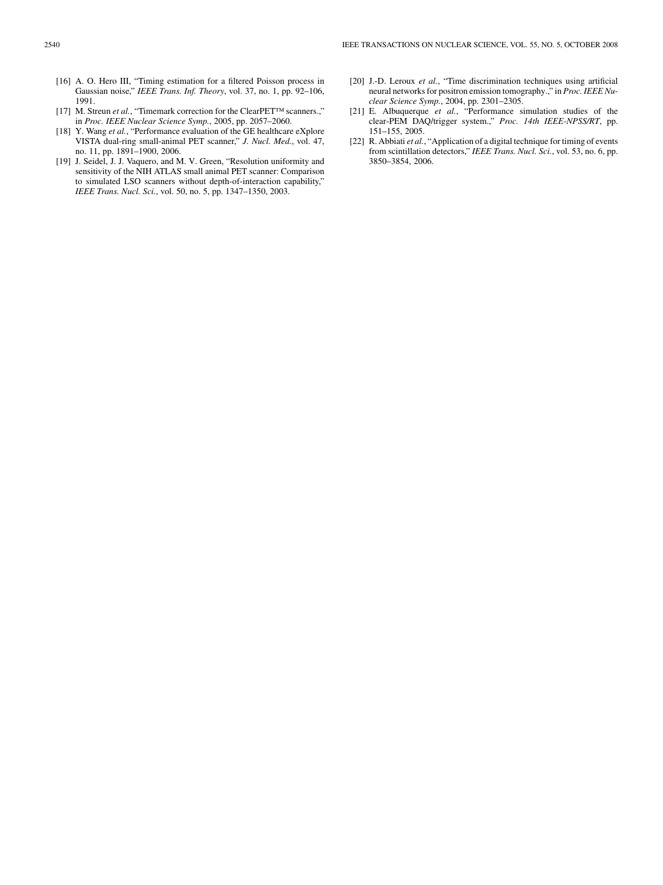[16] A. O. Hero III, "Timing estimation for a filtered Poisson process in Gaussian noise," *IEEE Trans. Inf. Theory*, vol. 37, no. 1, pp. 92–106, 1991.

[17] M. Streun *et al.*, "Timemark correction for the ClearPET™ scanners.," in *Proc. IEEE Nuclear Science Symp.*, 2005, pp. 2057–2060.

[18] Y. Wang *et al.*, "Performance evaluation of the GE healthcare eXplore VISTA dual-ring small-animal PET scanner," *J. Nucl. Med.*, vol. 47, no. 11, pp. 1891–1900, 2006.

[19] J. Seidel, J. J. Vaquero, and M. V. Green, "Resolution uniformity and sensitivity of the NIH ATLAS small animal PET scanner: Comparison to simulated LSO scanners without depth-of-interaction capability," *IEEE Trans. Nucl. Sci.*, vol. 50, no. 5, pp. 1347–1350, 2003.

[20] J.-D. Leroux *et al.*, "Time discrimination techniques using artificial neural networks for positron emission tomography.," in *Proc. IEEE Nuclear Science Symp.*, 2004, pp. 2301–2305.

[21] E. Albuquerque *et al.*, "Performance simulation studies of the clear-PEM DAQ/trigger system.," *Proc. 14th IEEE-NPSS/RT*, pp. 151–155, 2005.

[22] R. Abbiati *et al.*, "Application of a digital technique for timing of events from scintillation detectors," *IEEE Trans. Nucl. Sci.*, vol. 53, no. 6, pp. 3850–3854, 2006.